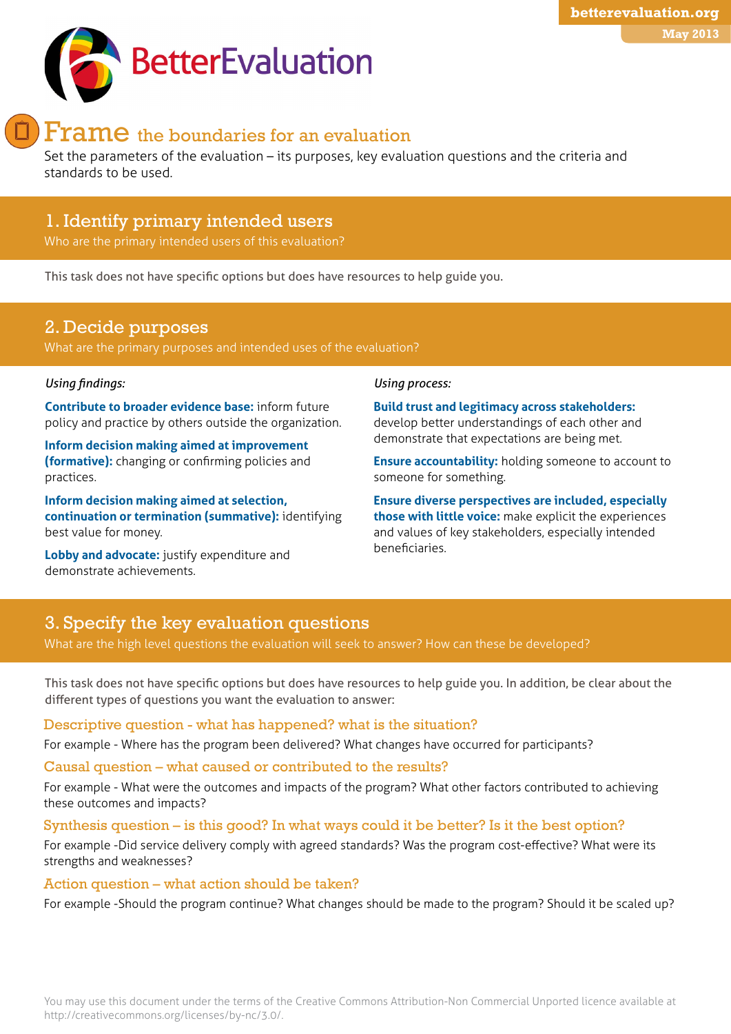betterevaluation.org

May 2013

BetterEvaluation

# Frame the boundaries for an evaluation

Set the parameters of the evaluation – its purposes, key evaluation questions and the criteria and standards to be used.

## 1. Identify primary intended users

Who are the primary intended users of this evaluation?

This task does not have specific options but does have resources to help guide you.

## 2. Decide purposes

What are the primary purposes and intended uses of the evaluation?

*Using findings:*

**Contribute to broader evidence base:** inform future policy and practice by others outside the organization.

**Inform decision making aimed at improvement (formative):** changing or confirming policies and practices.

**Inform decision making aimed at selection, continuation or termination (summative):** identifying best value for money.

**Lobby and advocate:** justify expenditure and demonstrate achievements.

*Using process:*

**Build trust and legitimacy across stakeholders:** develop better understandings of each other and demonstrate that expectations are being met.

**Ensure accountability:** holding someone to account to someone for something.

**Ensure diverse perspectives are included, especially those with little voice:** make explicit the experiences and values of key stakeholders, especially intended beneficiaries.

## 3. Specify the key evaluation questions

What are the high level questions the evaluation will seek to answer? How can these be developed?

This task does not have specific options but does have resources to help guide you. In addition, be clear about the different types of questions you want the evaluation to answer:

### Descriptive question - what has happened? what is the situation?

For example - Where has the program been delivered? What changes have occurred for participants?

### Causal question – what caused or contributed to the results?

For example - What were the outcomes and impacts of the program? What other factors contributed to achieving these outcomes and impacts?

### Synthesis question – is this good? In what ways could it be better? Is it the best option?

For example -Did service delivery comply with agreed standards? Was the program cost-effective? What were its strengths and weaknesses?

### Action question – what action should be taken?

For example -Should the program continue? What changes should be made to the program? Should it be scaled up?

You may use this document under the terms of the Creative Commons Attribution-Non Commercial Unported licence available at http://creativecommons.org/licenses/by-nc/3.0/.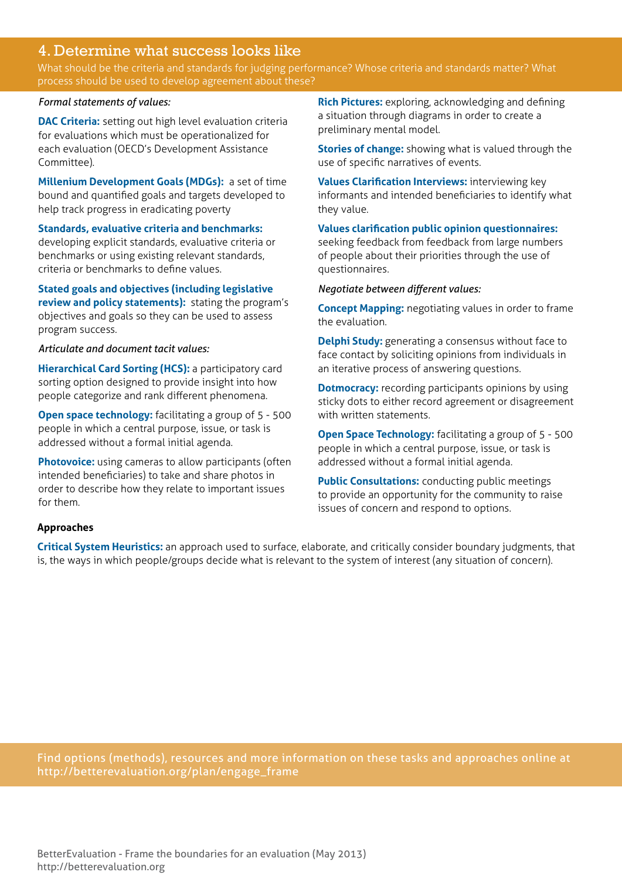## 4. Determine what success looks like

What should be the criteria and standards for judging performance? Whose criteria and standards matter? What process should be used to develop agreement about these?

*Formal statements of values:*

**DAC Criteria:** setting out high level evaluation criteria for evaluations which must be operationalized for each evaluation (OECD's Development Assistance Committee).

**Millenium Development Goals (MDGs):** a set of time bound and quantified goals and targets developed to help track progress in eradicating poverty

**Standards, evaluative criteria and benchmarks:** developing explicit standards, evaluative criteria or benchmarks or using existing relevant standards, criteria or benchmarks to define values.

**Stated goals and objectives (including legislative review and policy statements):** stating the program's objectives and goals so they can be used to assess program success.

*Articulate and document tacit values:*

**Hierarchical Card Sorting (HCS):** a participatory card sorting option designed to provide insight into how people categorize and rank different phenomena.

**Open space technology:** facilitating a group of 5 - 500 people in which a central purpose, issue, or task is addressed without a formal initial agenda.

**Photovoice:** using cameras to allow participants (often intended beneficiaries) to take and share photos in order to describe how they relate to important issues for them.

**Rich Pictures:** exploring, acknowledging and defining a situation through diagrams in order to create a preliminary mental model.

**Stories of change:** showing what is valued through the use of specific narratives of events.

**Values Clarification Interviews:** interviewing key informants and intended beneficiaries to identify what they value.

**Values clarification public opinion questionnaires:** seeking feedback from feedback from large numbers of people about their priorities through the use of questionnaires.

*Negotiate between different values:*

**Concept Mapping:** negotiating values in order to frame the evaluation.

**Delphi Study:** generating a consensus without face to face contact by soliciting opinions from individuals in an iterative process of answering questions.

**Dotmocracy:** recording participants opinions by using sticky dots to either record agreement or disagreement with written statements.

**Open Space Technology:** facilitating a group of 5 - 500 people in which a central purpose, issue, or task is addressed without a formal initial agenda.

**Public Consultations:** conducting public meetings to provide an opportunity for the community to raise issues of concern and respond to options.

**Approaches**

**Critical System Heuristics:** an approach used to surface, elaborate, and critically consider boundary judgments, that is, the ways in which people/groups decide what is relevant to the system of interest (any situation of concern).

Find options (methods), resources and more information on these tasks and approaches online at http://betterevaluation.org/plan/engage_frame

BetterEvaluation - Frame the boundaries for an evaluation (May 2013)
http://betterevaluation.org